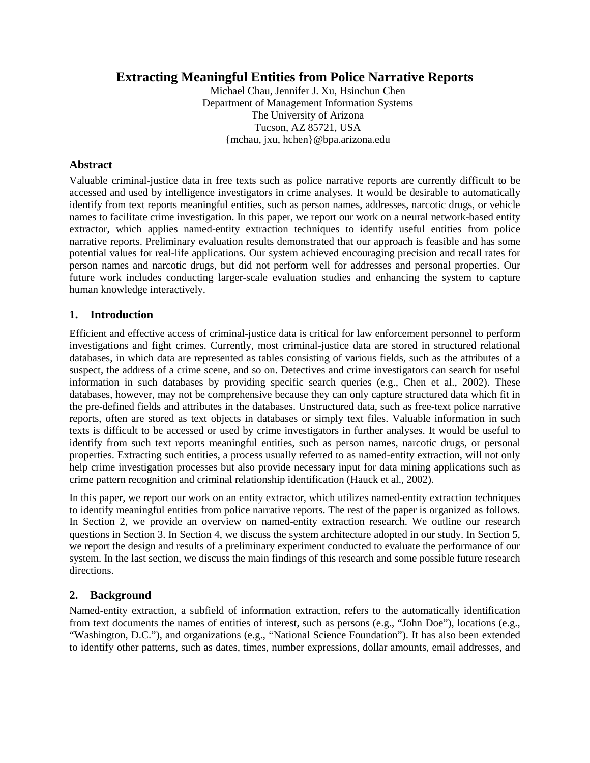# Extracting Meaningful Entities from Police Narrative Reports

Michael Chau, Jennifer J. Xu, Hsinchun Chen
Department of Management Information Systems
The University of Arizona
Tucson, AZ 85721, USA
{mchau, jxu, hchen}@bpa.arizona.edu

## Abstract

Valuable criminal-justice data in free texts such as police narrative reports are currently difficult to be accessed and used by intelligence investigators in crime analyses. It would be desirable to automatically identify from text reports meaningful entities, such as person names, addresses, narcotic drugs, or vehicle names to facilitate crime investigation. In this paper, we report our work on a neural network-based entity extractor, which applies named-entity extraction techniques to identify useful entities from police narrative reports. Preliminary evaluation results demonstrated that our approach is feasible and has some potential values for real-life applications. Our system achieved encouraging precision and recall rates for person names and narcotic drugs, but did not perform well for addresses and personal properties. Our future work includes conducting larger-scale evaluation studies and enhancing the system to capture human knowledge interactively.

## 1. Introduction

Efficient and effective access of criminal-justice data is critical for law enforcement personnel to perform investigations and fight crimes. Currently, most criminal-justice data are stored in structured relational databases, in which data are represented as tables consisting of various fields, such as the attributes of a suspect, the address of a crime scene, and so on. Detectives and crime investigators can search for useful information in such databases by providing specific search queries (e.g., Chen et al., 2002). These databases, however, may not be comprehensive because they can only capture structured data which fit in the pre-defined fields and attributes in the databases. Unstructured data, such as free-text police narrative reports, often are stored as text objects in databases or simply text files. Valuable information in such texts is difficult to be accessed or used by crime investigators in further analyses. It would be useful to identify from such text reports meaningful entities, such as person names, narcotic drugs, or personal properties. Extracting such entities, a process usually referred to as named-entity extraction, will not only help crime investigation processes but also provide necessary input for data mining applications such as crime pattern recognition and criminal relationship identification (Hauck et al., 2002).

In this paper, we report our work on an entity extractor, which utilizes named-entity extraction techniques to identify meaningful entities from police narrative reports. The rest of the paper is organized as follows. In Section 2, we provide an overview on named-entity extraction research. We outline our research questions in Section 3. In Section 4, we discuss the system architecture adopted in our study. In Section 5, we report the design and results of a preliminary experiment conducted to evaluate the performance of our system. In the last section, we discuss the main findings of this research and some possible future research directions.

## 2. Background

Named-entity extraction, a subfield of information extraction, refers to the automatically identification from text documents the names of entities of interest, such as persons (e.g., "John Doe"), locations (e.g., "Washington, D.C."), and organizations (e.g., "National Science Foundation"). It has also been extended to identify other patterns, such as dates, times, number expressions, dollar amounts, email addresses, and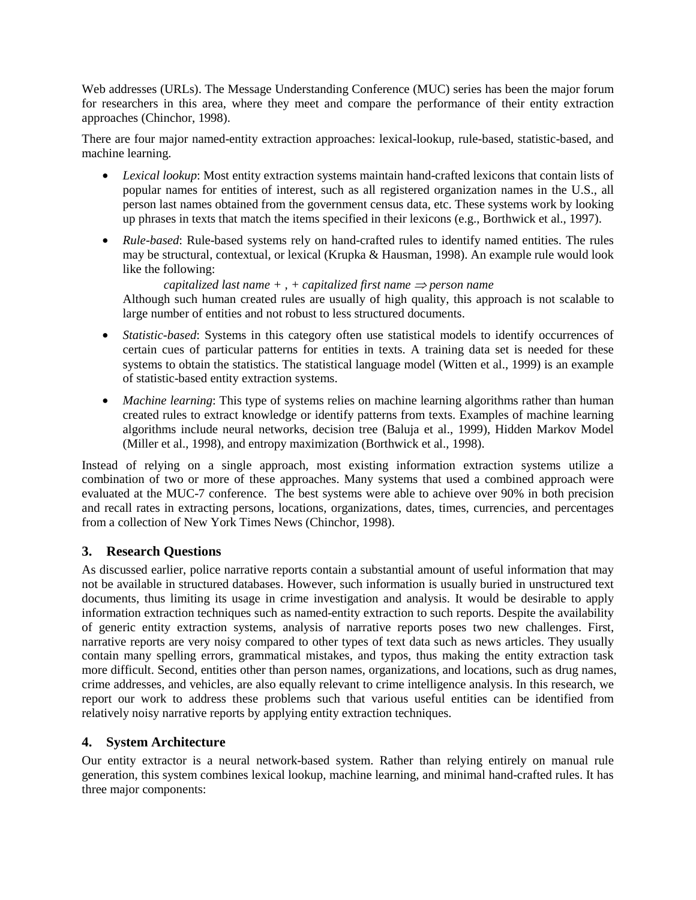Web addresses (URLs). The Message Understanding Conference (MUC) series has been the major forum for researchers in this area, where they meet and compare the performance of their entity extraction approaches (Chinchor, 1998).

There are four major named-entity extraction approaches: lexical-lookup, rule-based, statistic-based, and machine learning.

- *Lexical lookup*: Most entity extraction systems maintain hand-crafted lexicons that contain lists of popular names for entities of interest, such as all registered organization names in the U.S., all person last names obtained from the government census data, etc. These systems work by looking up phrases in texts that match the items specified in their lexicons (e.g., Borthwick et al., 1997).
- *Rule-based*: Rule-based systems rely on hand-crafted rules to identify named entities. The rules may be structural, contextual, or lexical (Krupka & Hausman, 1998). An example rule would look like the following:

  *capitalized last name + , + capitalized first name* $\Rightarrow$ *person name*

  Although such human created rules are usually of high quality, this approach is not scalable to large number of entities and not robust to less structured documents.
- *Statistic-based*: Systems in this category often use statistical models to identify occurrences of certain cues of particular patterns for entities in texts. A training data set is needed for these systems to obtain the statistics. The statistical language model (Witten et al., 1999) is an example of statistic-based entity extraction systems.
- *Machine learning*: This type of systems relies on machine learning algorithms rather than human created rules to extract knowledge or identify patterns from texts. Examples of machine learning algorithms include neural networks, decision tree (Baluja et al., 1999), Hidden Markov Model (Miller et al., 1998), and entropy maximization (Borthwick et al., 1998).

Instead of relying on a single approach, most existing information extraction systems utilize a combination of two or more of these approaches. Many systems that used a combined approach were evaluated at the MUC-7 conference. The best systems were able to achieve over 90% in both precision and recall rates in extracting persons, locations, organizations, dates, times, currencies, and percentages from a collection of New York Times News (Chinchor, 1998).

## 3. Research Questions

As discussed earlier, police narrative reports contain a substantial amount of useful information that may not be available in structured databases. However, such information is usually buried in unstructured text documents, thus limiting its usage in crime investigation and analysis. It would be desirable to apply information extraction techniques such as named-entity extraction to such reports. Despite the availability of generic entity extraction systems, analysis of narrative reports poses two new challenges. First, narrative reports are very noisy compared to other types of text data such as news articles. They usually contain many spelling errors, grammatical mistakes, and typos, thus making the entity extraction task more difficult. Second, entities other than person names, organizations, and locations, such as drug names, crime addresses, and vehicles, are also equally relevant to crime intelligence analysis. In this research, we report our work to address these problems such that various useful entities can be identified from relatively noisy narrative reports by applying entity extraction techniques.

## 4. System Architecture

Our entity extractor is a neural network-based system. Rather than relying entirely on manual rule generation, this system combines lexical lookup, machine learning, and minimal hand-crafted rules. It has three major components: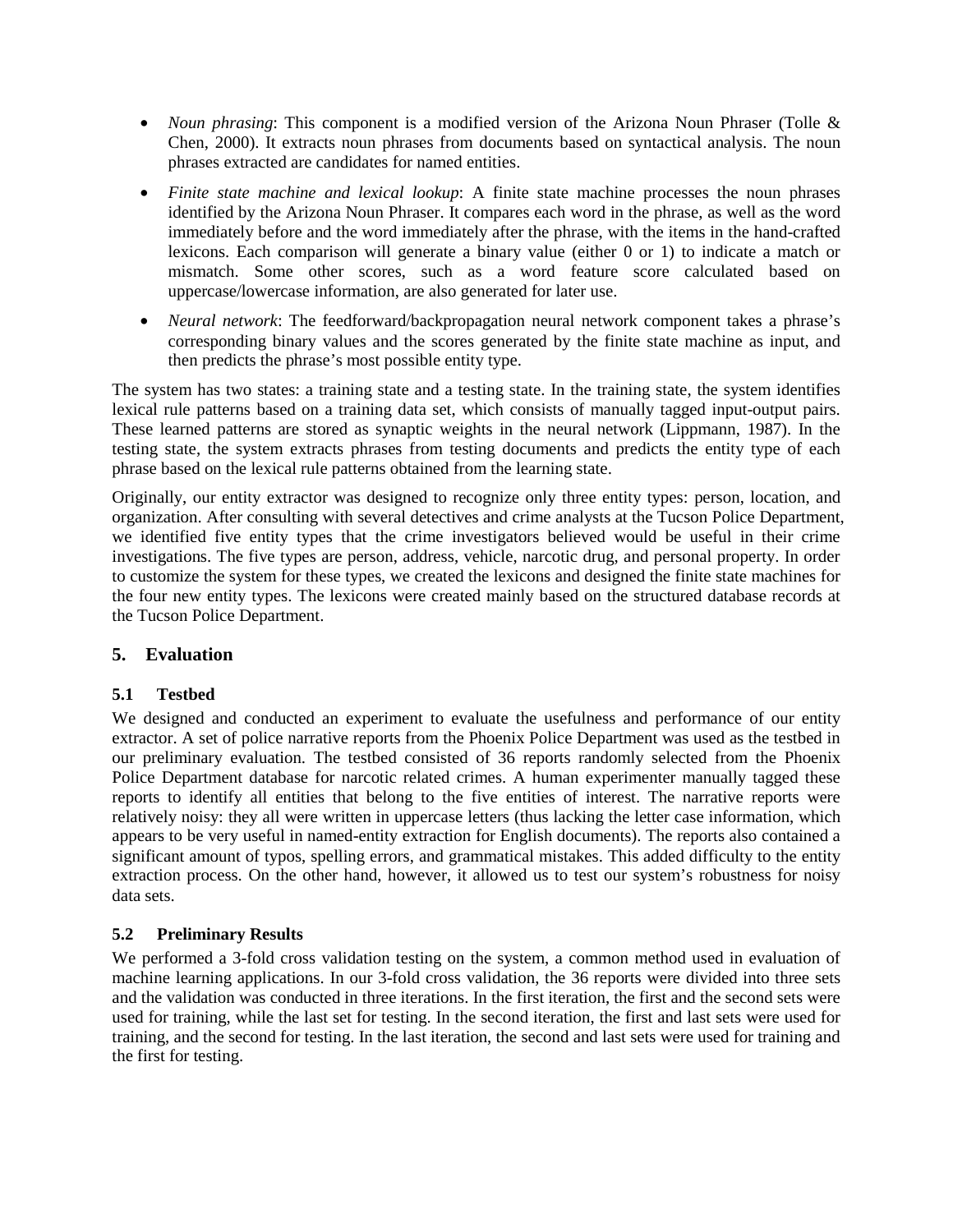- *Noun phrasing*: This component is a modified version of the Arizona Noun Phraser (Tolle & Chen, 2000). It extracts noun phrases from documents based on syntactical analysis. The noun phrases extracted are candidates for named entities.
- *Finite state machine and lexical lookup*: A finite state machine processes the noun phrases identified by the Arizona Noun Phraser. It compares each word in the phrase, as well as the word immediately before and the word immediately after the phrase, with the items in the hand-crafted lexicons. Each comparison will generate a binary value (either 0 or 1) to indicate a match or mismatch. Some other scores, such as a word feature score calculated based on uppercase/lowercase information, are also generated for later use.
- *Neural network*: The feedforward/backpropagation neural network component takes a phrase's corresponding binary values and the scores generated by the finite state machine as input, and then predicts the phrase's most possible entity type.

The system has two states: a training state and a testing state. In the training state, the system identifies lexical rule patterns based on a training data set, which consists of manually tagged input-output pairs. These learned patterns are stored as synaptic weights in the neural network (Lippmann, 1987). In the testing state, the system extracts phrases from testing documents and predicts the entity type of each phrase based on the lexical rule patterns obtained from the learning state.

Originally, our entity extractor was designed to recognize only three entity types: person, location, and organization. After consulting with several detectives and crime analysts at the Tucson Police Department, we identified five entity types that the crime investigators believed would be useful in their crime investigations. The five types are person, address, vehicle, narcotic drug, and personal property. In order to customize the system for these types, we created the lexicons and designed the finite state machines for the four new entity types. The lexicons were created mainly based on the structured database records at the Tucson Police Department.

## 5. Evaluation

### 5.1 Testbed

We designed and conducted an experiment to evaluate the usefulness and performance of our entity extractor. A set of police narrative reports from the Phoenix Police Department was used as the testbed in our preliminary evaluation. The testbed consisted of 36 reports randomly selected from the Phoenix Police Department database for narcotic related crimes. A human experimenter manually tagged these reports to identify all entities that belong to the five entities of interest. The narrative reports were relatively noisy: they all were written in uppercase letters (thus lacking the letter case information, which appears to be very useful in named-entity extraction for English documents). The reports also contained a significant amount of typos, spelling errors, and grammatical mistakes. This added difficulty to the entity extraction process. On the other hand, however, it allowed us to test our system's robustness for noisy data sets.

### 5.2 Preliminary Results

We performed a 3-fold cross validation testing on the system, a common method used in evaluation of machine learning applications. In our 3-fold cross validation, the 36 reports were divided into three sets and the validation was conducted in three iterations. In the first iteration, the first and the second sets were used for training, while the last set for testing. In the second iteration, the first and last sets were used for training, and the second for testing. In the last iteration, the second and last sets were used for training and the first for testing.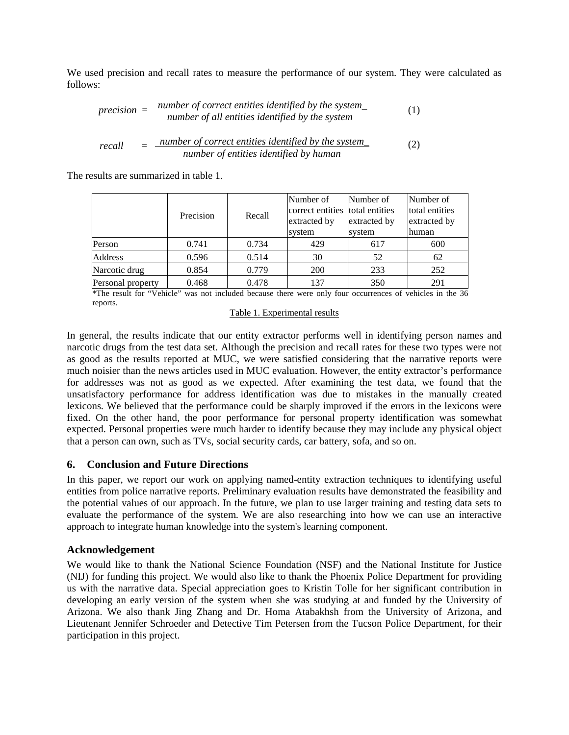We used precision and recall rates to measure the performance of our system. They were calculated as follows:

$$precision = \frac{\textit{number of correct entities identified by the system}}{\textit{number of all entities identified by the system}} \quad (1)$$

$$recall = \frac{\textit{number of correct entities identified by the system}}{\textit{number of entities identified by human}} \quad (2)$$

The results are summarized in table 1.

| | Precision | Recall | Number of correct entities extracted by system | Number of total entities extracted by system | Number of total entities extracted by human |
|---|---|---|---|---|---|
| Person | 0.741 | 0.734 | 429 | 617 | 600 |
| Address | 0.596 | 0.514 | 30 | 52 | 62 |
| Narcotic drug | 0.854 | 0.779 | 200 | 233 | 252 |
| Personal property | 0.468 | 0.478 | 137 | 350 | 291 |

*The result for "Vehicle" was not included because there were only four occurrences of vehicles in the 36 reports.

Table 1. Experimental results

In general, the results indicate that our entity extractor performs well in identifying person names and narcotic drugs from the test data set. Although the precision and recall rates for these two types were not as good as the results reported at MUC, we were satisfied considering that the narrative reports were much noisier than the news articles used in MUC evaluation. However, the entity extractor's performance for addresses was not as good as we expected. After examining the test data, we found that the unsatisfactory performance for address identification was due to mistakes in the manually created lexicons. We believed that the performance could be sharply improved if the errors in the lexicons were fixed. On the other hand, the poor performance for personal property identification was somewhat expected. Personal properties were much harder to identify because they may include any physical object that a person can own, such as TVs, social security cards, car battery, sofa, and so on.

## 6. Conclusion and Future Directions

In this paper, we report our work on applying named-entity extraction techniques to identifying useful entities from police narrative reports. Preliminary evaluation results have demonstrated the feasibility and the potential values of our approach. In the future, we plan to use larger training and testing data sets to evaluate the performance of the system. We are also researching into how we can use an interactive approach to integrate human knowledge into the system's learning component.

## Acknowledgement

We would like to thank the National Science Foundation (NSF) and the National Institute for Justice (NIJ) for funding this project. We would also like to thank the Phoenix Police Department for providing us with the narrative data. Special appreciation goes to Kristin Tolle for her significant contribution in developing an early version of the system when she was studying at and funded by the University of Arizona. We also thank Jing Zhang and Dr. Homa Atabakhsh from the University of Arizona, and Lieutenant Jennifer Schroeder and Detective Tim Petersen from the Tucson Police Department, for their participation in this project.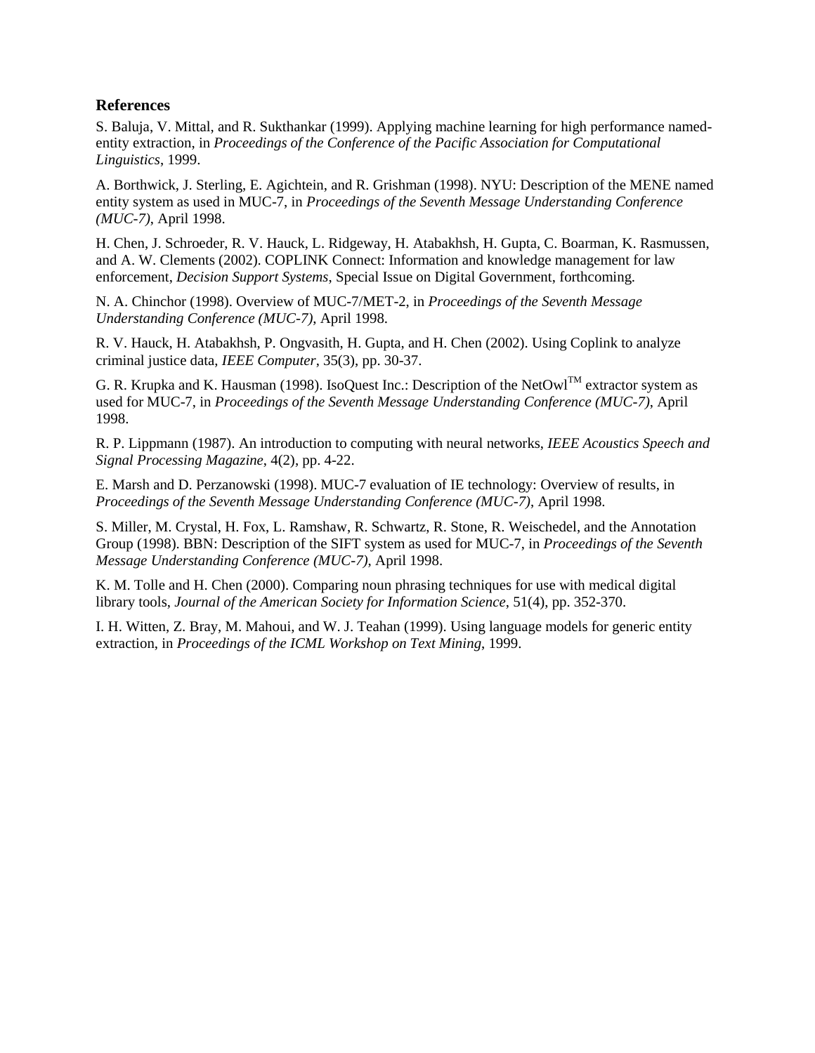## References

S. Baluja, V. Mittal, and R. Sukthankar (1999). Applying machine learning for high performance named-entity extraction, in *Proceedings of the Conference of the Pacific Association for Computational Linguistics*, 1999.

A. Borthwick, J. Sterling, E. Agichtein, and R. Grishman (1998). NYU: Description of the MENE named entity system as used in MUC-7, in *Proceedings of the Seventh Message Understanding Conference (MUC-7)*, April 1998.

H. Chen, J. Schroeder, R. V. Hauck, L. Ridgeway, H. Atabakhsh, H. Gupta, C. Boarman, K. Rasmussen, and A. W. Clements (2002). COPLINK Connect: Information and knowledge management for law enforcement, *Decision Support Systems*, Special Issue on Digital Government, forthcoming.

N. A. Chinchor (1998). Overview of MUC-7/MET-2, in *Proceedings of the Seventh Message Understanding Conference (MUC-7)*, April 1998.

R. V. Hauck, H. Atabakhsh, P. Ongvasith, H. Gupta, and H. Chen (2002). Using Coplink to analyze criminal justice data, *IEEE Computer*, 35(3), pp. 30-37.

G. R. Krupka and K. Hausman (1998). IsoQuest Inc.: Description of the NetOwl™ extractor system as used for MUC-7, in *Proceedings of the Seventh Message Understanding Conference (MUC-7)*, April 1998.

R. P. Lippmann (1987). An introduction to computing with neural networks, *IEEE Acoustics Speech and Signal Processing Magazine*, 4(2), pp. 4-22.

E. Marsh and D. Perzanowski (1998). MUC-7 evaluation of IE technology: Overview of results, in *Proceedings of the Seventh Message Understanding Conference (MUC-7)*, April 1998.

S. Miller, M. Crystal, H. Fox, L. Ramshaw, R. Schwartz, R. Stone, R. Weischedel, and the Annotation Group (1998). BBN: Description of the SIFT system as used for MUC-7, in *Proceedings of the Seventh Message Understanding Conference (MUC-7)*, April 1998.

K. M. Tolle and H. Chen (2000). Comparing noun phrasing techniques for use with medical digital library tools, *Journal of the American Society for Information Science*, 51(4), pp. 352-370.

I. H. Witten, Z. Bray, M. Mahoui, and W. J. Teahan (1999). Using language models for generic entity extraction, in *Proceedings of the ICML Workshop on Text Mining*, 1999.